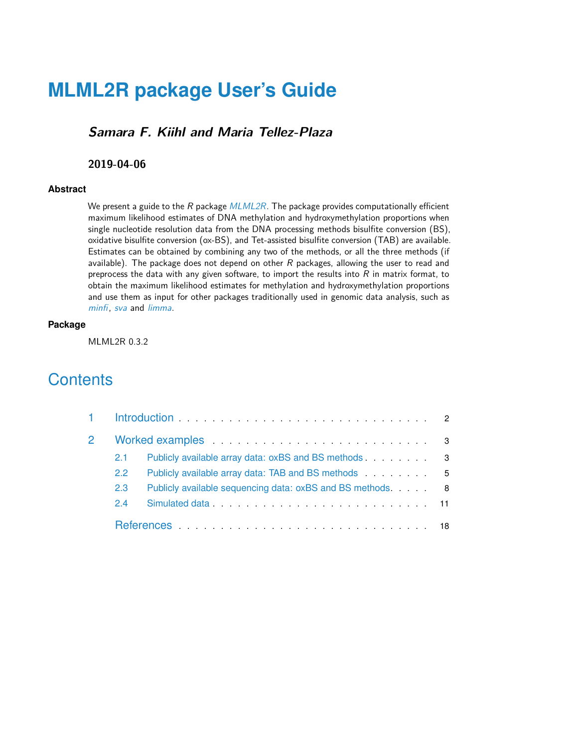# MLML2R package User's Guide

### *Samara F. Kiihl and Maria Tellez-Plaza*

**2019-04-06**

**Abstract**

We present a guide to the *R* package *MLML2R*. The package provides computationally efficient maximum likelihood estimates of DNA methylation and hydroxymethylation proportions when single nucleotide resolution data from the DNA processing methods bisulfite conversion (BS), oxidative bisulfite conversion (ox-BS), and Tet-assisted bisulfite conversion (TAB) are available. Estimates can be obtained by combining any two of the methods, or all the three methods (if available). The package does not depend on other *R* packages, allowing the user to read and preprocess the data with any given software, to import the results into *R* in matrix format, to obtain the maximum likelihood estimates for methylation and hydroxymethylation proportions and use them as input for other packages traditionally used in genomic data analysis, such as *minfi*, *sva* and *limma*.

**Package**

MLML2R 0.3.2

## Contents

1 Introduction . . . . . 2

2 Worked examples . . . . . 3

- 2.1 Publicly available array data: oxBS and BS methods . . . . . 3
- 2.2 Publicly available array data: TAB and BS methods . . . . . 5
- 2.3 Publicly available sequencing data: oxBS and BS methods . . . . . 8
- 2.4 Simulated data . . . . . 11

References . . . . . 18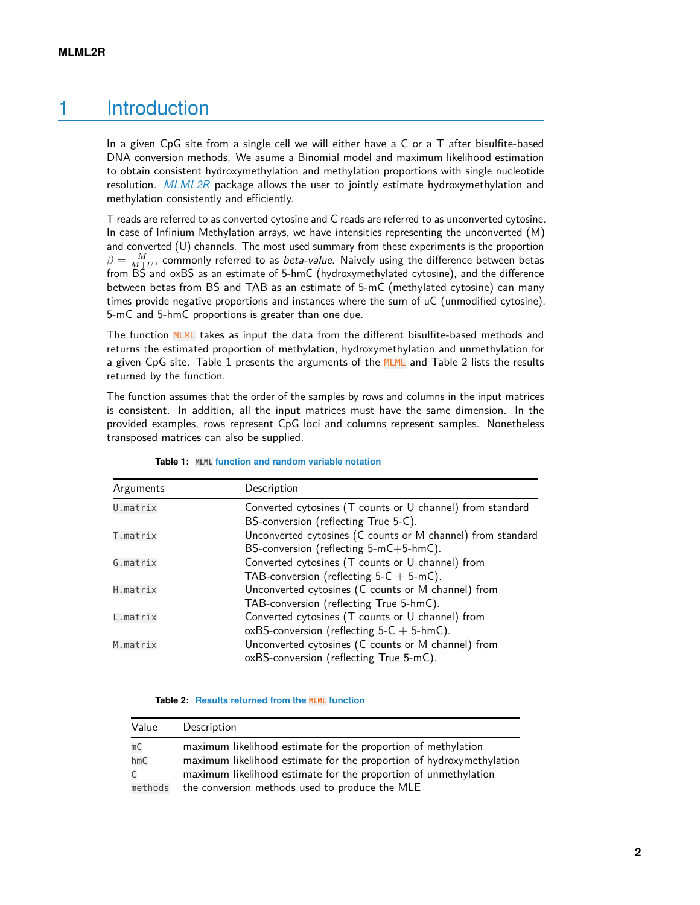# 1 Introduction

In a given CpG site from a single cell we will either have a C or a T after bisulfite-based DNA conversion methods. We asume a Binomial model and maximum likelihood estimation to obtain consistent hydroxymethylation and methylation proportions with single nucleotide resolution. *MLML2R* package allows the user to jointly estimate hydroxymethylation and methylation consistently and efficiently.

T reads are referred to as converted cytosine and C reads are referred to as unconverted cytosine. In case of Infinium Methylation arrays, we have intensities representing the unconverted (M) and converted (U) channels. The most used summary from these experiments is the proportion $\beta = \frac{M}{M+U}$, commonly referred to as *beta-value*. Naively using the difference between betas from BS and oxBS as an estimate of 5-hmC (hydroxymethylated cytosine), and the difference between betas from BS and TAB as an estimate of 5-mC (methylated cytosine) can many times provide negative proportions and instances where the sum of uC (unmodified cytosine), 5-mC and 5-hmC proportions is greater than one due.

The function `MLML` takes as input the data from the different bisulfite-based methods and returns the estimated proportion of methylation, hydroxymethylation and unmethylation for a given CpG site. Table 1 presents the arguments of the `MLML` and Table 2 lists the results returned by the function.

The function assumes that the order of the samples by rows and columns in the input matrices is consistent. In addition, all the input matrices must have the same dimension. In the provided examples, rows represent CpG loci and columns represent samples. Nonetheless transposed matrices can also be supplied.

**Table 1: `MLML` function and random variable notation**

| Arguments | Description |
|---|---|
| `U.matrix` | Converted cytosines (T counts or U channel) from standard BS-conversion (reflecting True 5-C). |
| `T.matrix` | Unconverted cytosines (C counts or M channel) from standard BS-conversion (reflecting 5-mC+5-hmC). |
| `G.matrix` | Converted cytosines (T counts or U channel) from TAB-conversion (reflecting 5-C + 5-mC). |
| `H.matrix` | Unconverted cytosines (C counts or M channel) from TAB-conversion (reflecting True 5-hmC). |
| `L.matrix` | Converted cytosines (T counts or U channel) from oxBS-conversion (reflecting 5-C + 5-hmC). |
| `M.matrix` | Unconverted cytosines (C counts or M channel) from oxBS-conversion (reflecting True 5-mC). |

**Table 2: Results returned from the `MLML` function**

| Value | Description |
|---|---|
| `mC` | maximum likelihood estimate for the proportion of methylation |
| `hmC` | maximum likelihood estimate for the proportion of hydroxymethylation |
| `C` | maximum likelihood estimate for the proportion of unmethylation |
| `methods` | the conversion methods used to produce the MLE |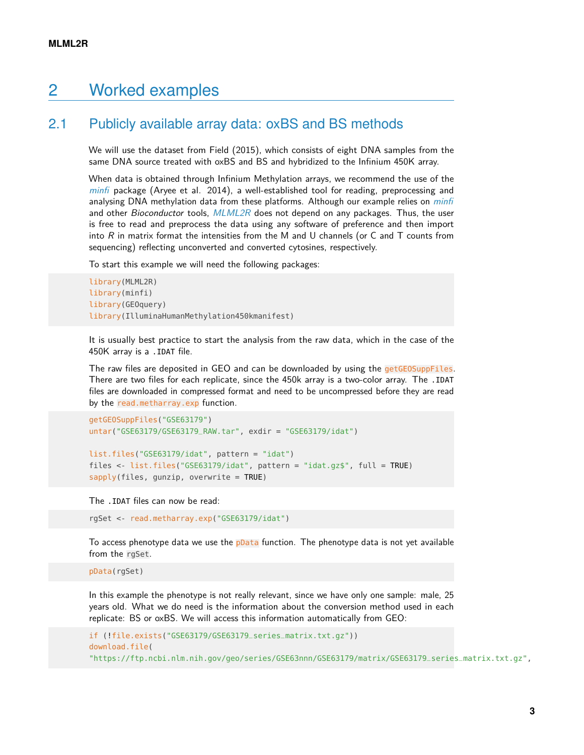# 2 Worked examples

## 2.1 Publicly available array data: oxBS and BS methods

We will use the dataset from Field (2015), which consists of eight DNA samples from the same DNA source treated with oxBS and BS and hybridized to the Infinium 450K array.

When data is obtained through Infinium Methylation arrays, we recommend the use of the *minfi* package (Aryee et al. 2014), a well-established tool for reading, preprocessing and analysing DNA methylation data from these platforms. Although our example relies on *minfi* and other *Bioconductor* tools, *MLML2R* does not depend on any packages. Thus, the user is free to read and preprocess the data using any software of preference and then import into *R* in matrix format the intensities from the M and U channels (or C and T counts from sequencing) reflecting unconverted and converted cytosines, respectively.

To start this example we will need the following packages:

```
library(MLML2R)
library(minfi)
library(GEOquery)
library(IlluminaHumanMethylation450kmanifest)
```

It is usually best practice to start the analysis from the raw data, which in the case of the 450K array is a `.IDAT` file.

The raw files are deposited in GEO and can be downloaded by using the `getGEOSuppFiles`. There are two files for each replicate, since the 450k array is a two-color array. The `.IDAT` files are downloaded in compressed format and need to be uncompressed before they are read by the `read.metharray.exp` function.

```
getGEOSuppFiles("GSE63179")
untar("GSE63179/GSE63179_RAW.tar", exdir = "GSE63179/idat")

list.files("GSE63179/idat", pattern = "idat")
files <- list.files("GSE63179/idat", pattern = "idat.gz$", full = TRUE)
sapply(files, gunzip, overwrite = TRUE)
```

The `.IDAT` files can now be read:

```
rgSet <- read.metharray.exp("GSE63179/idat")
```

To access phenotype data we use the `pData` function. The phenotype data is not yet available from the `rgSet`.

```
pData(rgSet)
```

In this example the phenotype is not really relevant, since we have only one sample: male, 25 years old. What we do need is the information about the conversion method used in each replicate: BS or oxBS. We will access this information automatically from GEO:

```
if (!file.exists("GSE63179/GSE63179_series_matrix.txt.gz"))
download.file(
"https://ftp.ncbi.nlm.nih.gov/geo/series/GSE63nnn/GSE63179/matrix/GSE63179_series_matrix.txt.gz",
```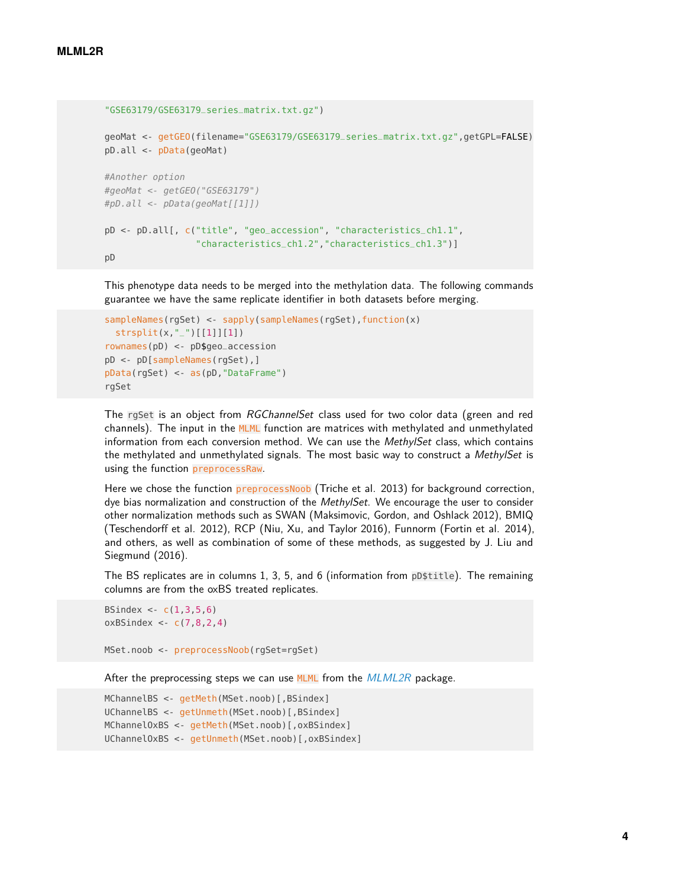```
"GSE63179/GSE63179_series_matrix.txt.gz")

geoMat <- getGEO(filename="GSE63179/GSE63179_series_matrix.txt.gz",getGPL=FALSE)
pD.all <- pData(geoMat)

#Another option
#geoMat <- getGEO("GSE63179")
#pD.all <- pData(geoMat[[1]])

pD <- pD.all[, c("title", "geo_accession", "characteristics_ch1.1",
                 "characteristics_ch1.2","characteristics_ch1.3")]
pD
```

This phenotype data needs to be merged into the methylation data. The following commands guarantee we have the same replicate identifier in both datasets before merging.

```
sampleNames(rgSet) <- sapply(sampleNames(rgSet),function(x)
  strsplit(x,"_")[[1]][1])
rownames(pD) <- pD$geo_accession
pD <- pD[sampleNames(rgSet),]
pData(rgSet) <- as(pD,"DataFrame")
rgSet
```

The `rgSet` is an object from *RGChannelSet* class used for two color data (green and red channels). The input in the `MLML` function are matrices with methylated and unmethylated information from each conversion method. We can use the *MethylSet* class, which contains the methylated and unmethylated signals. The most basic way to construct a *MethylSet* is using the function `preprocessRaw`.

Here we chose the function `preprocessNoob` (Triche et al. 2013) for background correction, dye bias normalization and construction of the *MethylSet*. We encourage the user to consider other normalization methods such as SWAN (Maksimovic, Gordon, and Oshlack 2012), BMIQ (Teschendorff et al. 2012), RCP (Niu, Xu, and Taylor 2016), Funnorm (Fortin et al. 2014), and others, as well as combination of some of these methods, as suggested by J. Liu and Siegmund (2016).

The BS replicates are in columns 1, 3, 5, and 6 (information from `pD$title`). The remaining columns are from the oxBS treated replicates.

```
BSindex <- c(1,3,5,6)
oxBSindex <- c(7,8,2,4)

MSet.noob <- preprocessNoob(rgSet=rgSet)
```

After the preprocessing steps we can use `MLML` from the *MLML2R* package.

```
MChannelBS <- getMeth(MSet.noob)[,BSindex]
UChannelBS <- getUnmeth(MSet.noob)[,BSindex]
MChannelOxBS <- getMeth(MSet.noob)[,oxBSindex]
UChannelOxBS <- getUnmeth(MSet.noob)[,oxBSindex]
```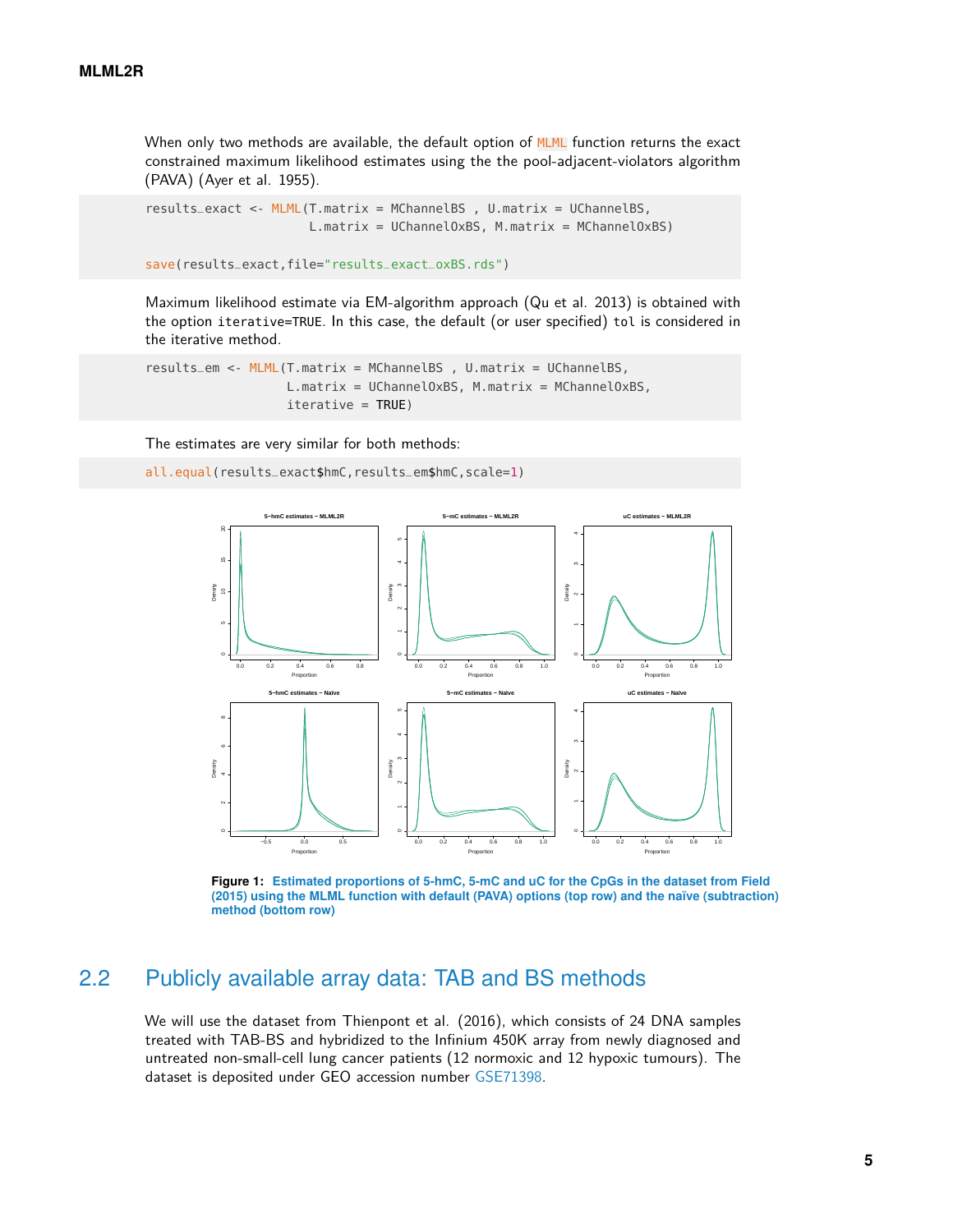When only two methods are available, the default option of MLML function returns the exact constrained maximum likelihood estimates using the the pool-adjacent-violators algorithm (PAVA) (Ayer et al. 1955).

```
results_exact <- MLML(T.matrix = MChannelBS , U.matrix = UChannelBS,
                      L.matrix = UChannelOxBS, M.matrix = MChannelOxBS)

save(results_exact,file="results_exact_oxBS.rds")
```

Maximum likelihood estimate via EM-algorithm approach (Qu et al. 2013) is obtained with the option iterative=TRUE. In this case, the default (or user specified) tol is considered in the iterative method.

```
results_em <- MLML(T.matrix = MChannelBS , U.matrix = UChannelBS,
                   L.matrix = UChannelOxBS, M.matrix = MChannelOxBS,
                   iterative = TRUE)
```

The estimates are very similar for both methods:

```
all.equal(results_exact$hmC,results_em$hmC,scale=1)
```

**Figure 1: Estimated proportions of 5-hmC, 5-mC and uC for the CpGs in the dataset from Field (2015) using the MLML function with default (PAVA) options (top row) and the naïve (subtraction) method (bottom row)**

## 2.2 Publicly available array data: TAB and BS methods

We will use the dataset from Thienpont et al. (2016), which consists of 24 DNA samples treated with TAB-BS and hybridized to the Infinium 450K array from newly diagnosed and untreated non-small-cell lung cancer patients (12 normoxic and 12 hypoxic tumours). The dataset is deposited under GEO accession number GSE71398.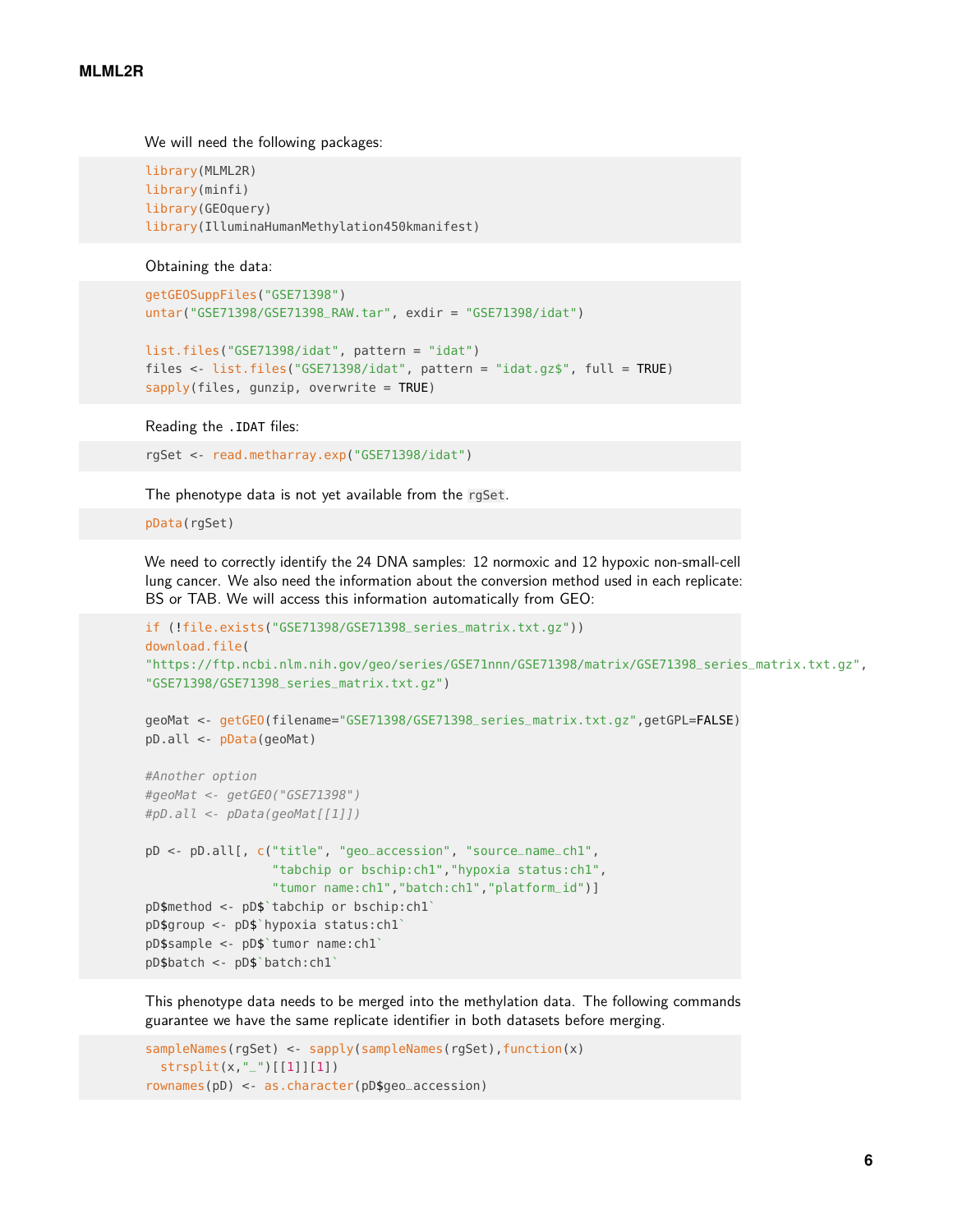We will need the following packages:

```
library(MLML2R)
library(minfi)
library(GEOquery)
library(IlluminaHumanMethylation450kmanifest)
```

Obtaining the data:

```
getGEOSuppFiles("GSE71398")
untar("GSE71398/GSE71398_RAW.tar", exdir = "GSE71398/idat")

list.files("GSE71398/idat", pattern = "idat")
files <- list.files("GSE71398/idat", pattern = "idat.gz$", full = TRUE)
sapply(files, gunzip, overwrite = TRUE)
```

Reading the `.IDAT` files:

```
rgSet <- read.metharray.exp("GSE71398/idat")
```

The phenotype data is not yet available from the `rgSet`.

```
pData(rgSet)
```

We need to correctly identify the 24 DNA samples: 12 normoxic and 12 hypoxic non-small-cell lung cancer. We also need the information about the conversion method used in each replicate: BS or TAB. We will access this information automatically from GEO:

```
if (!file.exists("GSE71398/GSE71398_series_matrix.txt.gz"))
download.file(
"https://ftp.ncbi.nlm.nih.gov/geo/series/GSE71nnn/GSE71398/matrix/GSE71398_series_matrix.txt.gz",
"GSE71398/GSE71398_series_matrix.txt.gz")

geoMat <- getGEO(filename="GSE71398/GSE71398_series_matrix.txt.gz",getGPL=FALSE)
pD.all <- pData(geoMat)

#Another option
#geoMat <- getGEO("GSE71398")
#pD.all <- pData(geoMat[[1]])

pD <- pD.all[, c("title", "geo_accession", "source_name_ch1",
                 "tabchip or bschip:ch1","hypoxia status:ch1",
                 "tumor name:ch1","batch:ch1","platform_id")]
pD$method <- pD$`tabchip or bschip:ch1`
pD$group <- pD$`hypoxia status:ch1`
pD$sample <- pD$`tumor name:ch1`
pD$batch <- pD$`batch:ch1`
```

This phenotype data needs to be merged into the methylation data. The following commands guarantee we have the same replicate identifier in both datasets before merging.

```
sampleNames(rgSet) <- sapply(sampleNames(rgSet),function(x)
  strsplit(x,"_")[[1]][1])
rownames(pD) <- as.character(pD$geo_accession)
```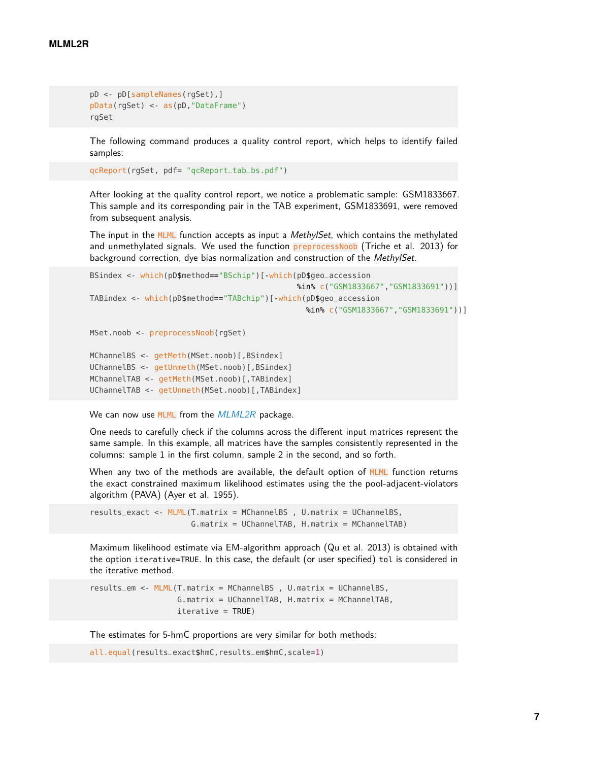```
pD <- pD[sampleNames(rgSet),]
pData(rgSet) <- as(pD,"DataFrame")
rgSet
```

The following command produces a quality control report, which helps to identify failed samples:

```
qcReport(rgSet, pdf= "qcReport_tab_bs.pdf")
```

After looking at the quality control report, we notice a problematic sample: GSM1833667. This sample and its corresponding pair in the TAB experiment, GSM1833691, were removed from subsequent analysis.

The input in the MLML function accepts as input a *MethylSet*, which contains the methylated and unmethylated signals. We used the function preprocessNoob (Triche et al. 2013) for background correction, dye bias normalization and construction of the *MethylSet*.

```
BSindex <- which(pD$method=="BSchip")[-which(pD$geo_accession
                                    %in% c("GSM1833667","GSM1833691"))]
TABindex <- which(pD$method=="TABchip")[-which(pD$geo_accession
                                      %in% c("GSM1833667","GSM1833691"))]

MSet.noob <- preprocessNoob(rgSet)

MChannelBS <- getMeth(MSet.noob)[,BSindex]
UChannelBS <- getUnmeth(MSet.noob)[,BSindex]
MChannelTAB <- getMeth(MSet.noob)[,TABindex]
UChannelTAB <- getUnmeth(MSet.noob)[,TABindex]
```

We can now use MLML from the *MLML2R* package.

One needs to carefully check if the columns across the different input matrices represent the same sample. In this example, all matrices have the samples consistently represented in the columns: sample 1 in the first column, sample 2 in the second, and so forth.

When any two of the methods are available, the default option of MLML function returns the exact constrained maximum likelihood estimates using the the pool-adjacent-violators algorithm (PAVA) (Ayer et al. 1955).

```
results_exact <- MLML(T.matrix = MChannelBS , U.matrix = UChannelBS,
                      G.matrix = UChannelTAB, H.matrix = MChannelTAB)
```

Maximum likelihood estimate via EM-algorithm approach (Qu et al. 2013) is obtained with the option iterative=TRUE. In this case, the default (or user specified) tol is considered in the iterative method.

```
results_em <- MLML(T.matrix = MChannelBS , U.matrix = UChannelBS,
                   G.matrix = UChannelTAB, H.matrix = MChannelTAB,
                   iterative = TRUE)
```

The estimates for 5-hmC proportions are very similar for both methods:

```
all.equal(results_exact$hmC,results_em$hmC,scale=1)
```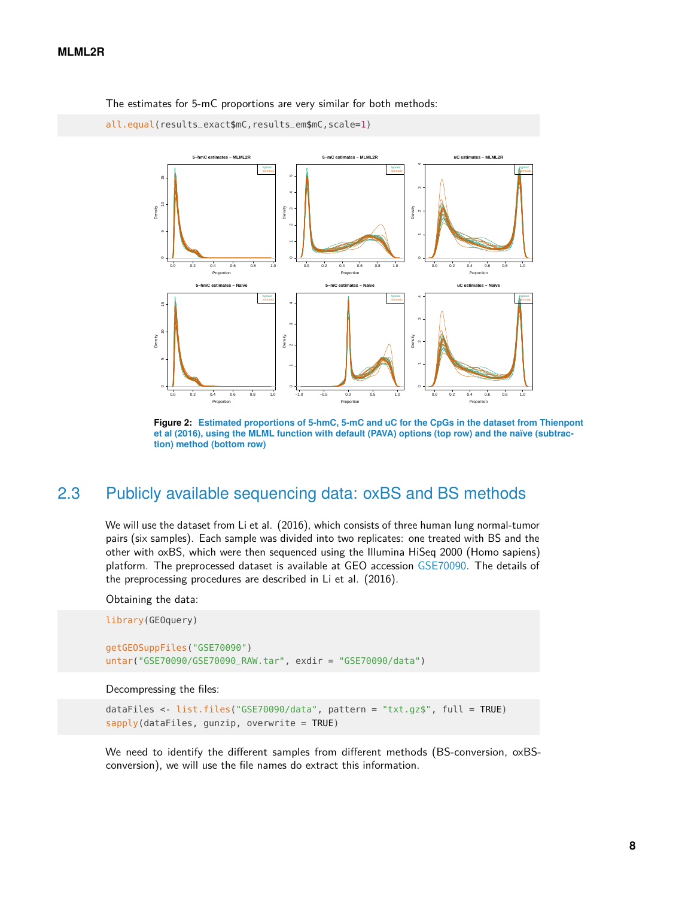The estimates for 5-mC proportions are very similar for both methods:

```
all.equal(results_exact$mC,results_em$mC,scale=1)
```

**Figure 2: Estimated proportions of 5-hmC, 5-mC and uC for the CpGs in the dataset from Thienpont et al (2016), using the MLML function with default (PAVA) options (top row) and the naïve (subtraction) method (bottom row)**

## 2.3 Publicly available sequencing data: oxBS and BS methods

We will use the dataset from Li et al. (2016), which consists of three human lung normal-tumor pairs (six samples). Each sample was divided into two replicates: one treated with BS and the other with oxBS, which were then sequenced using the Illumina HiSeq 2000 (Homo sapiens) platform. The preprocessed dataset is available at GEO accession GSE70090. The details of the preprocessing procedures are described in Li et al. (2016).

Obtaining the data:

```
library(GEOquery)

getGEOSuppFiles("GSE70090")
untar("GSE70090/GSE70090_RAW.tar", exdir = "GSE70090/data")
```

Decompressing the files:

```
dataFiles <- list.files("GSE70090/data", pattern = "txt.gz$", full = TRUE)
sapply(dataFiles, gunzip, overwrite = TRUE)
```

We need to identify the different samples from different methods (BS-conversion, oxBS-conversion), we will use the file names do extract this information.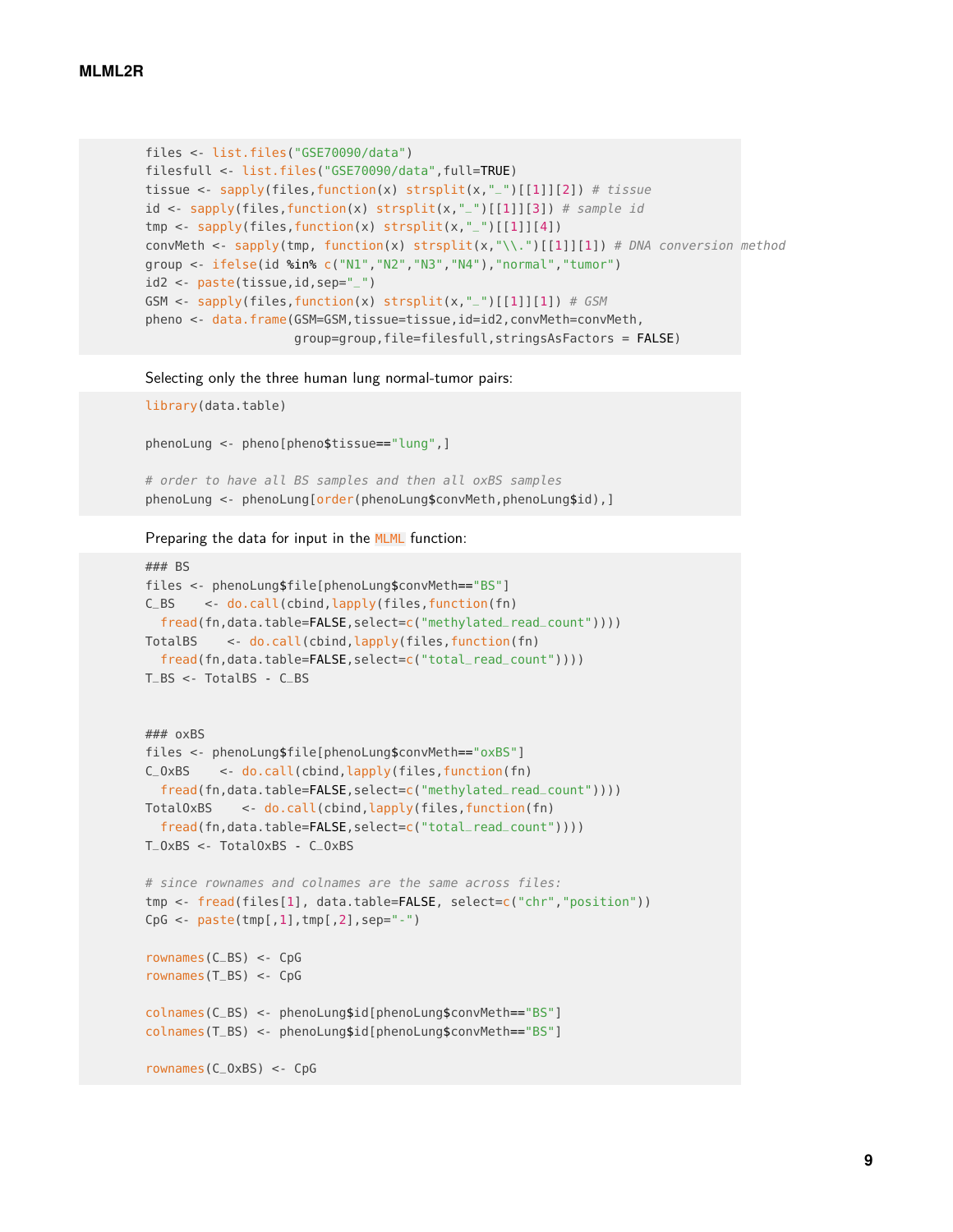```
files <- list.files("GSE70090/data")
filesfull <- list.files("GSE70090/data",full=TRUE)
tissue <- sapply(files,function(x) strsplit(x,"_")[[1]][2]) # tissue
id <- sapply(files,function(x) strsplit(x,"_")[[1]][3]) # sample id
tmp <- sapply(files,function(x) strsplit(x,"_")[[1]][4])
convMeth <- sapply(tmp, function(x) strsplit(x,"\\.")[[1]][1]) # DNA conversion method
group <- ifelse(id %in% c("N1","N2","N3","N4"),"normal","tumor")
id2 <- paste(tissue,id,sep="_")
GSM <- sapply(files,function(x) strsplit(x,"_")[[1]][1]) # GSM
pheno <- data.frame(GSM=GSM,tissue=tissue,id=id2,convMeth=convMeth,
                    group=group,file=filesfull,stringsAsFactors = FALSE)
```

Selecting only the three human lung normal-tumor pairs:

```
library(data.table)

phenoLung <- pheno[pheno$tissue=="lung",]

# order to have all BS samples and then all oxBS samples
phenoLung <- phenoLung[order(phenoLung$convMeth,phenoLung$id),]
```

Preparing the data for input in the MLML function:

```
### BS
files <- phenoLung$file[phenoLung$convMeth=="BS"]
C_BS    <- do.call(cbind,lapply(files,function(fn)
  fread(fn,data.table=FALSE,select=c("methylated_read_count"))))
TotalBS    <- do.call(cbind,lapply(files,function(fn)
  fread(fn,data.table=FALSE,select=c("total_read_count"))))
T_BS <- TotalBS - C_BS


### oxBS
files <- phenoLung$file[phenoLung$convMeth=="oxBS"]
C_OxBS    <- do.call(cbind,lapply(files,function(fn)
  fread(fn,data.table=FALSE,select=c("methylated_read_count"))))
TotalOxBS    <- do.call(cbind,lapply(files,function(fn)
  fread(fn,data.table=FALSE,select=c("total_read_count"))))
T_OxBS <- TotalOxBS - C_OxBS

# since rownames and colnames are the same across files:
tmp <- fread(files[1], data.table=FALSE, select=c("chr","position"))
CpG <- paste(tmp[,1],tmp[,2],sep="-")

rownames(C_BS) <- CpG
rownames(T_BS) <- CpG

colnames(C_BS) <- phenoLung$id[phenoLung$convMeth=="BS"]
colnames(T_BS) <- phenoLung$id[phenoLung$convMeth=="BS"]

rownames(C_OxBS) <- CpG
```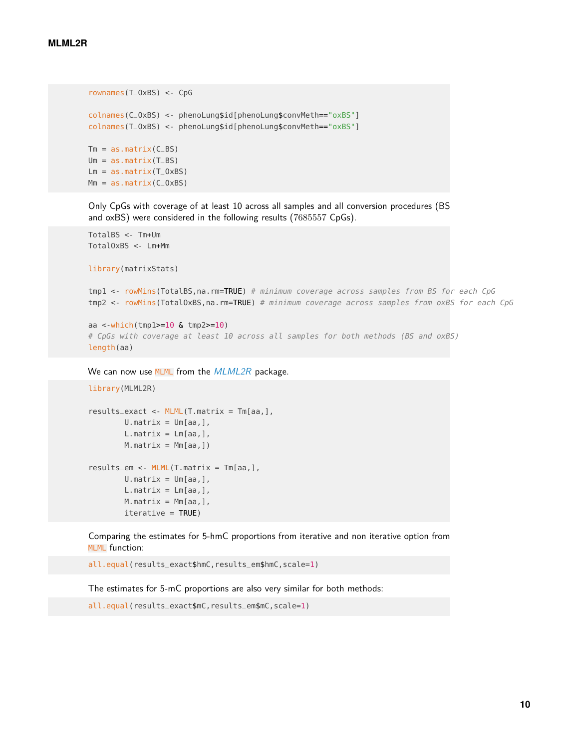```
rownames(T_OxBS) <- CpG

colnames(C_OxBS) <- phenoLung$id[phenoLung$convMeth=="oxBS"]
colnames(T_OxBS) <- phenoLung$id[phenoLung$convMeth=="oxBS"]

Tm = as.matrix(C_BS)
Um = as.matrix(T_BS)
Lm = as.matrix(T_OxBS)
Mm = as.matrix(C_OxBS)
```

Only CpGs with coverage of at least 10 across all samples and all conversion procedures (BS and oxBS) were considered in the following results ($7685557$ CpGs).

```
TotalBS <- Tm+Um
TotalOxBS <- Lm+Mm

library(matrixStats)

tmp1 <- rowMins(TotalBS,na.rm=TRUE) # minimum coverage across samples from BS for each CpG
tmp2 <- rowMins(TotalOxBS,na.rm=TRUE) # minimum coverage across samples from oxBS for each CpG

aa <-which(tmp1>=10 & tmp2>=10)
# CpGs with coverage at least 10 across all samples for both methods (BS and oxBS)
length(aa)
```

We can now use `MLML` from the *MLML2R* package.

```
library(MLML2R)

results_exact <- MLML(T.matrix = Tm[aa,],
        U.matrix = Um[aa,],
        L.matrix = Lm[aa,],
        M.matrix = Mm[aa,])

results_em <- MLML(T.matrix = Tm[aa,],
        U.matrix = Um[aa,],
        L.matrix = Lm[aa,],
        M.matrix = Mm[aa,],
        iterative = TRUE)
```

Comparing the estimates for 5-hmC proportions from iterative and non iterative option from `MLML` function:

```
all.equal(results_exact$hmC,results_em$hmC,scale=1)
```

The estimates for 5-mC proportions are also very similar for both methods:

```
all.equal(results_exact$mC,results_em$mC,scale=1)
```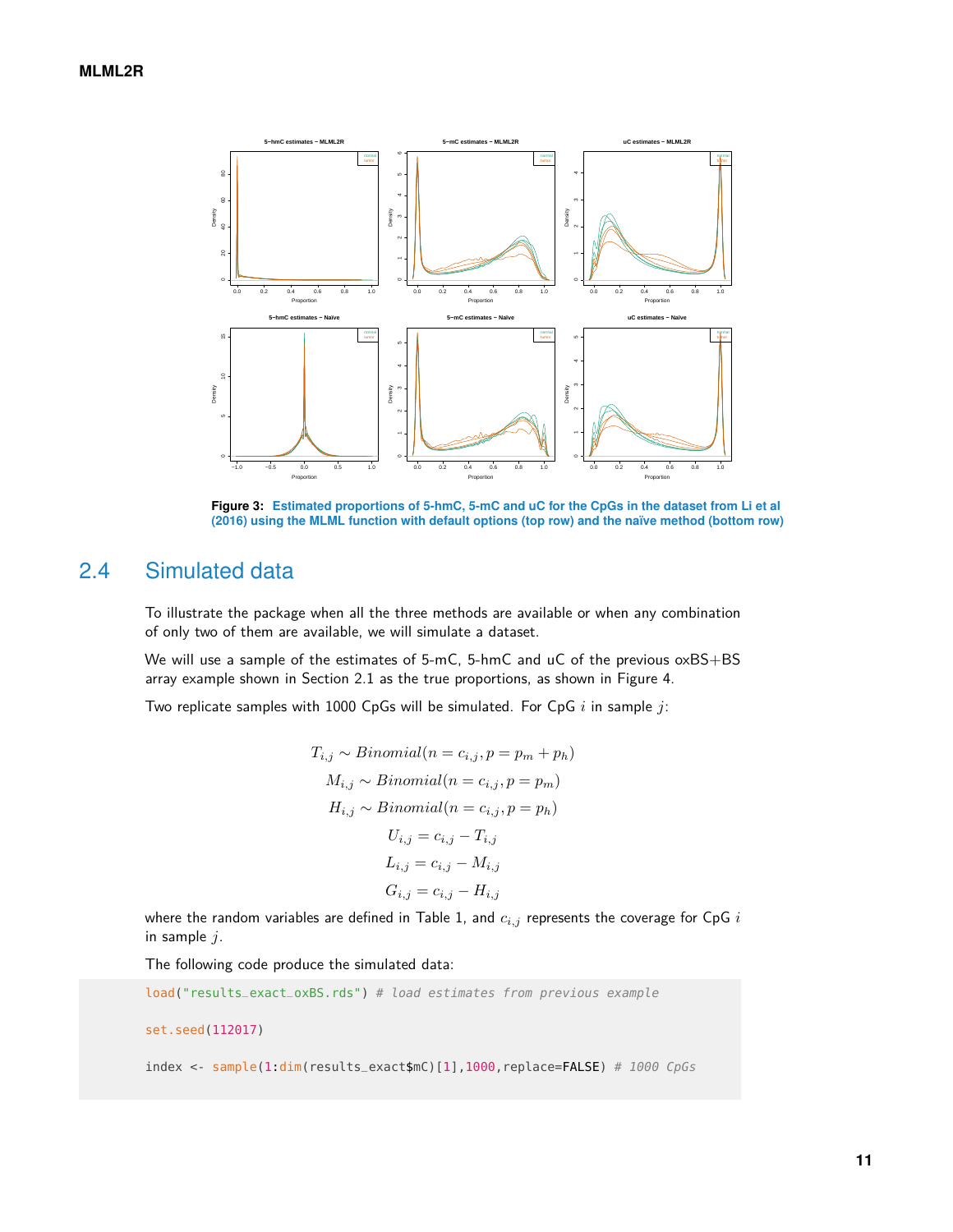**Figure 3: Estimated proportions of 5-hmC, 5-mC and uC for the CpGs in the dataset from Li et al (2016) using the MLML function with default options (top row) and the naïve method (bottom row)**

## 2.4 Simulated data

To illustrate the package when all the three methods are available or when any combination of only two of them are available, we will simulate a dataset.

We will use a sample of the estimates of 5-mC, 5-hmC and uC of the previous oxBS+BS array example shown in Section 2.1 as the true proportions, as shown in Figure 4.

Two replicate samples with 1000 CpGs will be simulated. For CpG $i$ in sample $j$:

$$
\begin{aligned}
T_{i,j} &\sim Binomial(n = c_{i,j}, p = p_m + p_h) \\
M_{i,j} &\sim Binomial(n = c_{i,j}, p = p_m) \\
H_{i,j} &\sim Binomial(n = c_{i,j}, p = p_h) \\
U_{i,j} &= c_{i,j} - T_{i,j} \\
L_{i,j} &= c_{i,j} - M_{i,j} \\
G_{i,j} &= c_{i,j} - H_{i,j}
\end{aligned}
$$

where the random variables are defined in Table 1, and $c_{i,j}$ represents the coverage for CpG $i$ in sample $j$.

The following code produce the simulated data:

```
load("results_exact_oxBS.rds") # load estimates from previous example

set.seed(112017)

index <- sample(1:dim(results_exact$mC)[1],1000,replace=FALSE) # 1000 CpGs
```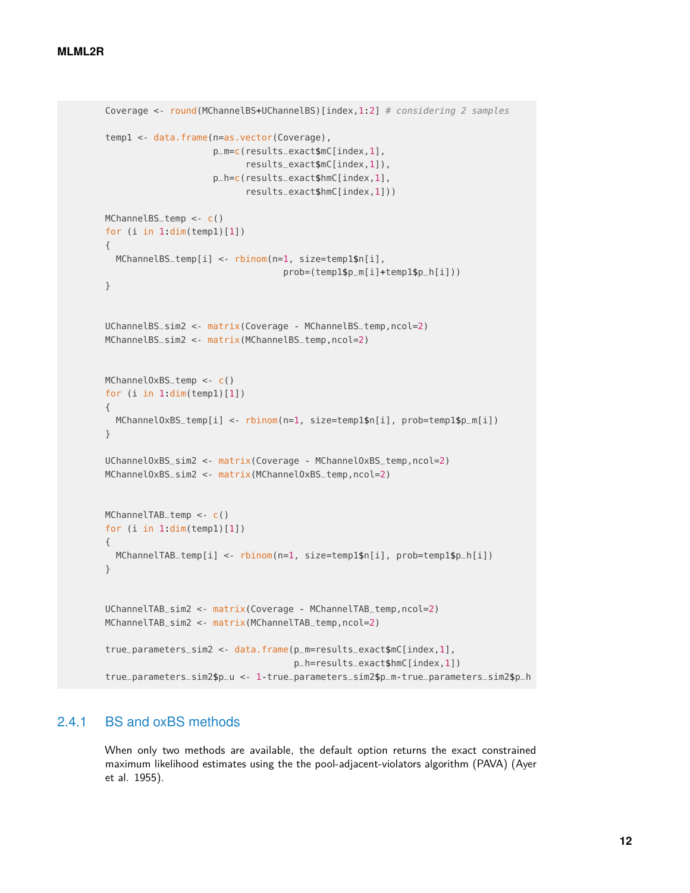```
Coverage <- round(MChannelBS+UChannelBS)[index,1:2] # considering 2 samples

temp1 <- data.frame(n=as.vector(Coverage),
                    p_m=c(results_exact$mC[index,1],
                          results_exact$mC[index,1]),
                    p_h=c(results_exact$hmC[index,1],
                          results_exact$hmC[index,1]))

MChannelBS_temp <- c()
for (i in 1:dim(temp1)[1])
{
  MChannelBS_temp[i] <- rbinom(n=1, size=temp1$n[i],
                                prob=(temp1$p_m[i]+temp1$p_h[i]))
}


UChannelBS_sim2 <- matrix(Coverage - MChannelBS_temp,ncol=2)
MChannelBS_sim2 <- matrix(MChannelBS_temp,ncol=2)


MChannelOxBS_temp <- c()
for (i in 1:dim(temp1)[1])
{
  MChannelOxBS_temp[i] <- rbinom(n=1, size=temp1$n[i], prob=temp1$p_m[i])
}

UChannelOxBS_sim2 <- matrix(Coverage - MChannelOxBS_temp,ncol=2)
MChannelOxBS_sim2 <- matrix(MChannelOxBS_temp,ncol=2)


MChannelTAB_temp <- c()
for (i in 1:dim(temp1)[1])
{
  MChannelTAB_temp[i] <- rbinom(n=1, size=temp1$n[i], prob=temp1$p_h[i])
}


UChannelTAB_sim2 <- matrix(Coverage - MChannelTAB_temp,ncol=2)
MChannelTAB_sim2 <- matrix(MChannelTAB_temp,ncol=2)

true_parameters_sim2 <- data.frame(p_m=results_exact$mC[index,1],
                                   p_h=results_exact$hmC[index,1])
true_parameters_sim2$p_u <- 1-true_parameters_sim2$p_m-true_parameters_sim2$p_h
```

### 2.4.1 BS and oxBS methods

When only two methods are available, the default option returns the exact constrained maximum likelihood estimates using the the pool-adjacent-violators algorithm (PAVA) (Ayer et al. 1955).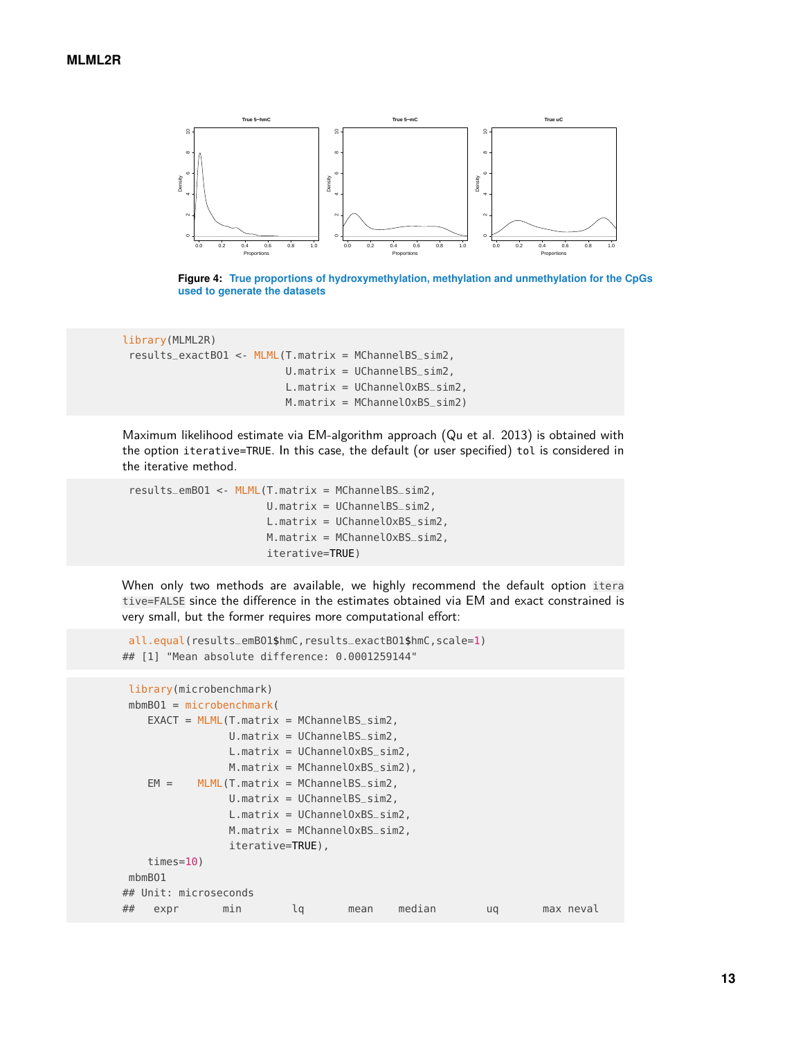**Figure 4: True proportions of hydroxymethylation, methylation and unmethylation for the CpGs used to generate the datasets**

```
library(MLML2R)
results_exactBO1 <- MLML(T.matrix = MChannelBS_sim2,
                         U.matrix = UChannelBS_sim2,
                         L.matrix = UChannelOxBS_sim2,
                         M.matrix = MChannelOxBS_sim2)
```

Maximum likelihood estimate via EM-algorithm approach (Qu et al. 2013) is obtained with the option `iterative=TRUE`. In this case, the default (or user specified) `tol` is considered in the iterative method.

```
results_emBO1 <- MLML(T.matrix = MChannelBS_sim2,
                      U.matrix = UChannelBS_sim2,
                      L.matrix = UChannelOxBS_sim2,
                      M.matrix = MChannelOxBS_sim2,
                      iterative=TRUE)
```

When only two methods are available, we highly recommend the default option `iterative=FALSE` since the difference in the estimates obtained via EM and exact constrained is very small, but the former requires more computational effort:

```
all.equal(results_emBO1$hmC,results_exactBO1$hmC,scale=1)
## [1] "Mean absolute difference: 0.0001259144"
```

```
library(microbenchmark)
mbmBO1 = microbenchmark(
   EXACT = MLML(T.matrix = MChannelBS_sim2,
                U.matrix = UChannelBS_sim2,
                L.matrix = UChannelOxBS_sim2,
                M.matrix = MChannelOxBS_sim2),
   EM =    MLML(T.matrix = MChannelBS_sim2,
                U.matrix = UChannelBS_sim2,
                L.matrix = UChannelOxBS_sim2,
                M.matrix = MChannelOxBS_sim2,
                iterative=TRUE),
   times=10)
mbmBO1
## Unit: microseconds
##   expr       min        lq       mean    median         uq        max neval
```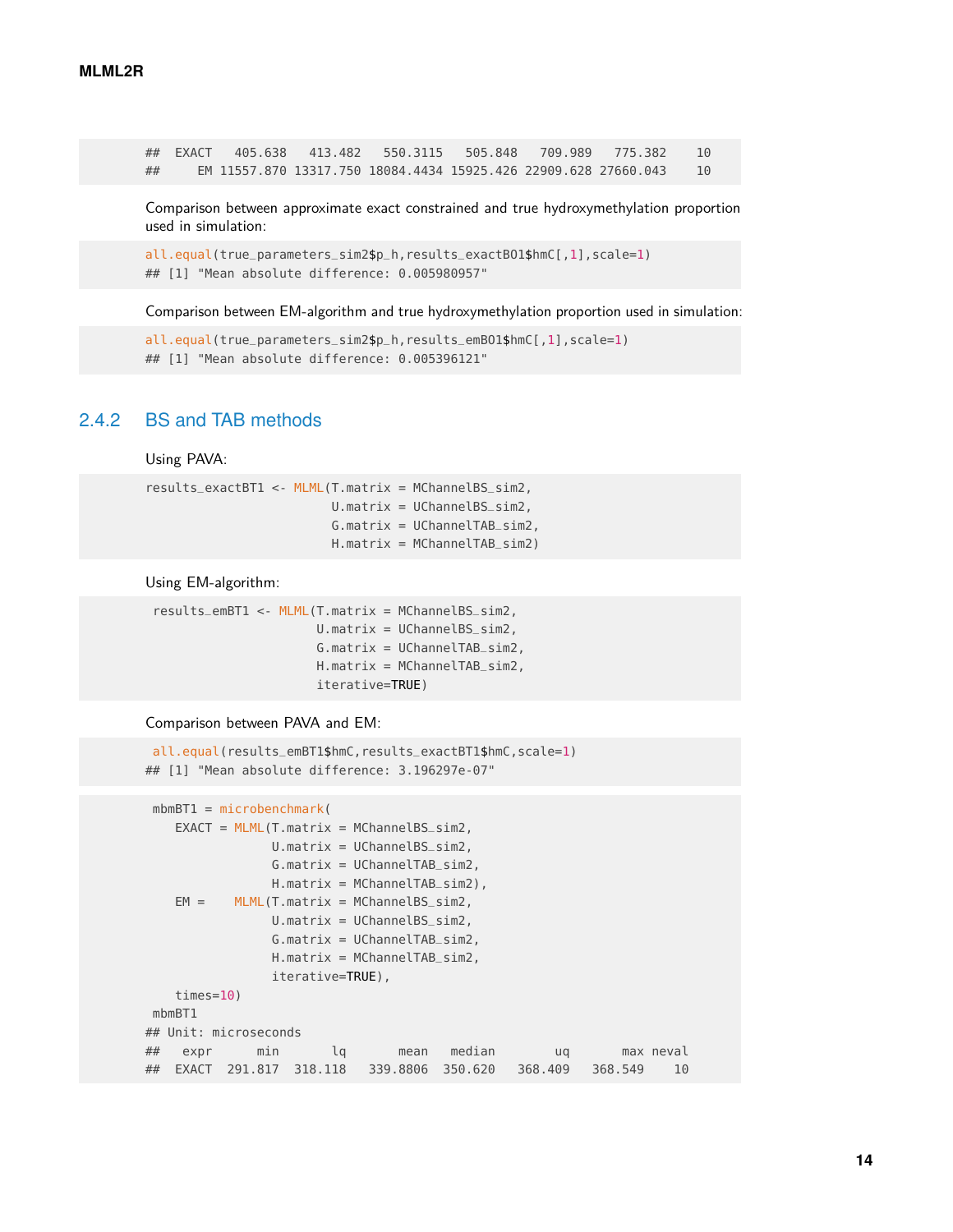```
##  EXACT   405.638   413.482   550.3115   505.848   709.989   775.382    10
##     EM 11557.870 13317.750 18084.4434 15925.426 22909.628 27660.043    10
```

Comparison between approximate exact constrained and true hydroxymethylation proportion used in simulation:

```
all.equal(true_parameters_sim2$p_h,results_exactBO1$hmC[,1],scale=1)
## [1] "Mean absolute difference: 0.005980957"
```

Comparison between EM-algorithm and true hydroxymethylation proportion used in simulation:

```
all.equal(true_parameters_sim2$p_h,results_emBO1$hmC[,1],scale=1)
## [1] "Mean absolute difference: 0.005396121"
```

### 2.4.2 BS and TAB methods

Using PAVA:

```
results_exactBT1 <- MLML(T.matrix = MChannelBS_sim2,
                         U.matrix = UChannelBS_sim2,
                         G.matrix = UChannelTAB_sim2,
                         H.matrix = MChannelTAB_sim2)
```

Using EM-algorithm:

```
 results_emBT1 <- MLML(T.matrix = MChannelBS_sim2,
                       U.matrix = UChannelBS_sim2,
                       G.matrix = UChannelTAB_sim2,
                       H.matrix = MChannelTAB_sim2,
                       iterative=TRUE)
```

Comparison between PAVA and EM:

```
 all.equal(results_emBT1$hmC,results_exactBT1$hmC,scale=1)
## [1] "Mean absolute difference: 3.196297e-07"
```

```
 mbmBT1 = microbenchmark(
    EXACT = MLML(T.matrix = MChannelBS_sim2,
                 U.matrix = UChannelBS_sim2,
                 G.matrix = UChannelTAB_sim2,
                 H.matrix = MChannelTAB_sim2),
    EM =    MLML(T.matrix = MChannelBS_sim2,
                 U.matrix = UChannelBS_sim2,
                 G.matrix = UChannelTAB_sim2,
                 H.matrix = MChannelTAB_sim2,
                 iterative=TRUE),
    times=10)
 mbmBT1
## Unit: microseconds
##   expr      min       lq       mean   median       uq       max neval
##  EXACT  291.817  318.118   339.8806  350.620   368.409   368.549    10
```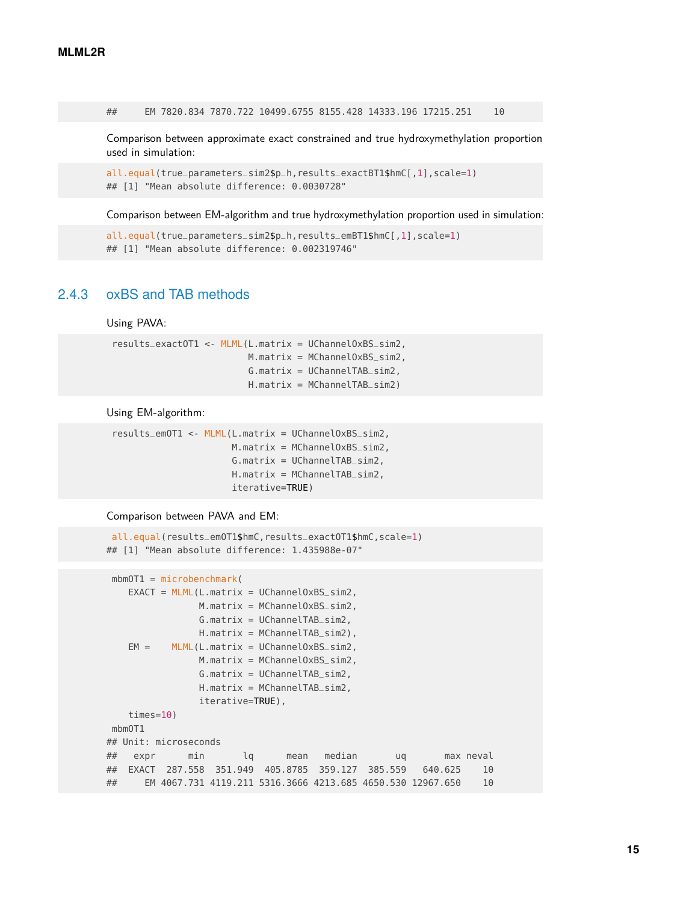```
##     EM 7820.834 7870.722 10499.6755 8155.428 14333.196 17215.251    10
```

Comparison between approximate exact constrained and true hydroxymethylation proportion used in simulation:

```
all.equal(true_parameters_sim2$p_h,results_exactBT1$hmC[,1],scale=1)
## [1] "Mean absolute difference: 0.0030728"
```

Comparison between EM-algorithm and true hydroxymethylation proportion used in simulation:

```
all.equal(true_parameters_sim2$p_h,results_emBT1$hmC[,1],scale=1)
## [1] "Mean absolute difference: 0.002319746"
```

### 2.4.3 oxBS and TAB methods

Using PAVA:

```
results_exactOT1 <- MLML(L.matrix = UChannelOxBS_sim2,
                         M.matrix = MChannelOxBS_sim2,
                         G.matrix = UChannelTAB_sim2,
                         H.matrix = MChannelTAB_sim2)
```

Using EM-algorithm:

```
results_emOT1 <- MLML(L.matrix = UChannelOxBS_sim2,
                      M.matrix = MChannelOxBS_sim2,
                      G.matrix = UChannelTAB_sim2,
                      H.matrix = MChannelTAB_sim2,
                      iterative=TRUE)
```

Comparison between PAVA and EM:

```
all.equal(results_emOT1$hmC,results_exactOT1$hmC,scale=1)
## [1] "Mean absolute difference: 1.435988e-07"
```

```
mbmOT1 = microbenchmark(
   EXACT = MLML(L.matrix = UChannelOxBS_sim2,
                M.matrix = MChannelOxBS_sim2,
                G.matrix = UChannelTAB_sim2,
                H.matrix = MChannelTAB_sim2),
   EM =    MLML(L.matrix = UChannelOxBS_sim2,
                M.matrix = MChannelOxBS_sim2,
                G.matrix = UChannelTAB_sim2,
                H.matrix = MChannelTAB_sim2,
                iterative=TRUE),
   times=10)
mbmOT1
## Unit: microseconds
##   expr      min       lq      mean   median       uq       max neval
##  EXACT  287.558  351.949  405.8785  359.127  385.559   640.625    10
##     EM 4067.731 4119.211 5316.3666 4213.685 4650.530 12967.650    10
```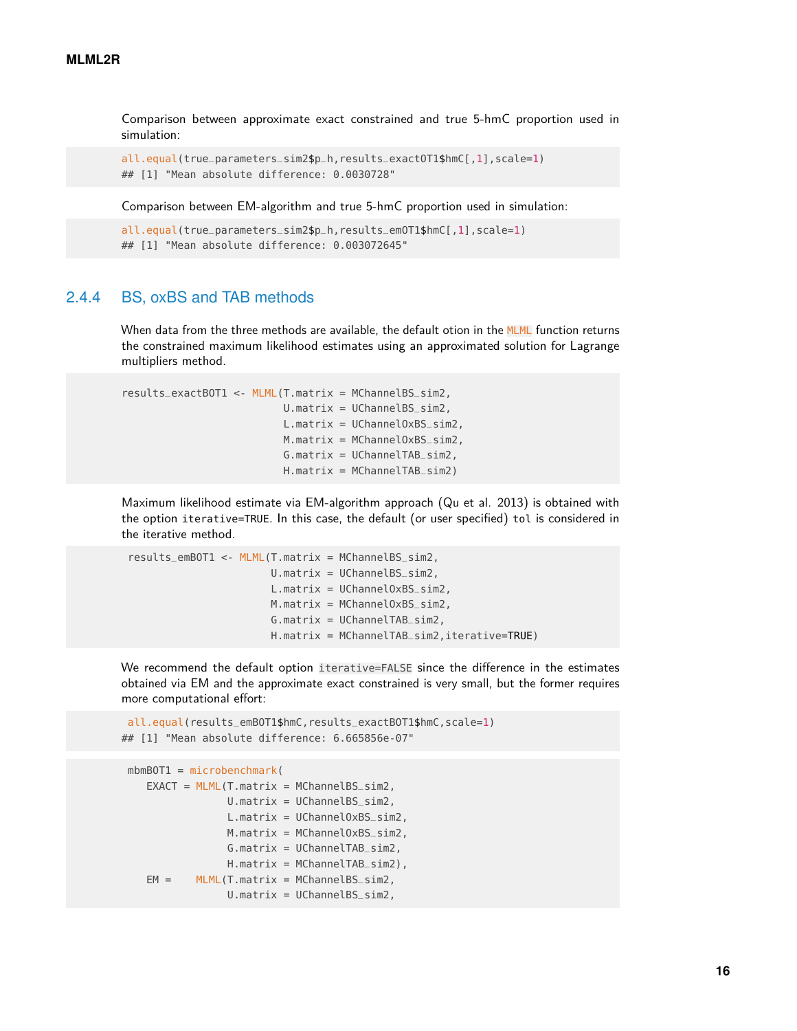Comparison between approximate exact constrained and true 5-hmC proportion used in simulation:

```
all.equal(true_parameters_sim2$p_h,results_exactOT1$hmC[,1],scale=1)
## [1] "Mean absolute difference: 0.0030728"
```

Comparison between EM-algorithm and true 5-hmC proportion used in simulation:

```
all.equal(true_parameters_sim2$p_h,results_emOT1$hmC[,1],scale=1)
## [1] "Mean absolute difference: 0.003072645"
```

### 2.4.4 BS, oxBS and TAB methods

When data from the three methods are available, the default otion in the `MLML` function returns the constrained maximum likelihood estimates using an approximated solution for Lagrange multipliers method.

```
results_exactBOT1 <- MLML(T.matrix = MChannelBS_sim2,
                          U.matrix = UChannelBS_sim2,
                          L.matrix = UChannelOxBS_sim2,
                          M.matrix = MChannelOxBS_sim2,
                          G.matrix = UChannelTAB_sim2,
                          H.matrix = MChannelTAB_sim2)
```

Maximum likelihood estimate via EM-algorithm approach (Qu et al. 2013) is obtained with the option `iterative=TRUE`. In this case, the default (or user specified) `tol` is considered in the iterative method.

```
results_emBOT1 <- MLML(T.matrix = MChannelBS_sim2,
                       U.matrix = UChannelBS_sim2,
                       L.matrix = UChannelOxBS_sim2,
                       M.matrix = MChannelOxBS_sim2,
                       G.matrix = UChannelTAB_sim2,
                       H.matrix = MChannelTAB_sim2,iterative=TRUE)
```

We recommend the default option `iterative=FALSE` since the difference in the estimates obtained via EM and the approximate exact constrained is very small, but the former requires more computational effort:

```
all.equal(results_emBOT1$hmC,results_exactBOT1$hmC,scale=1)
## [1] "Mean absolute difference: 6.665856e-07"
```

```
mbmBOT1 = microbenchmark(
   EXACT = MLML(T.matrix = MChannelBS_sim2,
                U.matrix = UChannelBS_sim2,
                L.matrix = UChannelOxBS_sim2,
                M.matrix = MChannelOxBS_sim2,
                G.matrix = UChannelTAB_sim2,
                H.matrix = MChannelTAB_sim2),
   EM =    MLML(T.matrix = MChannelBS_sim2,
                U.matrix = UChannelBS_sim2,
```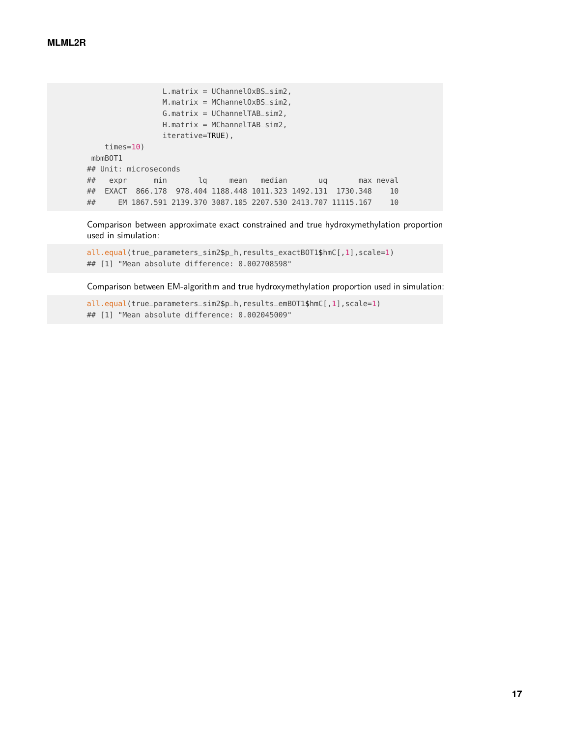```
                 L.matrix = UChannelOxBS_sim2,
                 M.matrix = MChannelOxBS_sim2,
                 G.matrix = UChannelTAB_sim2,
                 H.matrix = MChannelTAB_sim2,
                 iterative=TRUE),
    times=10)
 mbmBOT1
## Unit: microseconds
##   expr      min       lq     mean   median       uq       max neval
##  EXACT  866.178  978.404 1188.448 1011.323 1492.131  1730.348    10
##     EM 1867.591 2139.370 3087.105 2207.530 2413.707 11115.167    10
```

Comparison between approximate exact constrained and true hydroxymethylation proportion used in simulation:

```
all.equal(true_parameters_sim2$p_h,results_exactBOT1$hmC[,1],scale=1)
## [1] "Mean absolute difference: 0.002708598"
```

Comparison between EM-algorithm and true hydroxymethylation proportion used in simulation:

```
all.equal(true_parameters_sim2$p_h,results_emBOT1$hmC[,1],scale=1)
## [1] "Mean absolute difference: 0.002045009"
```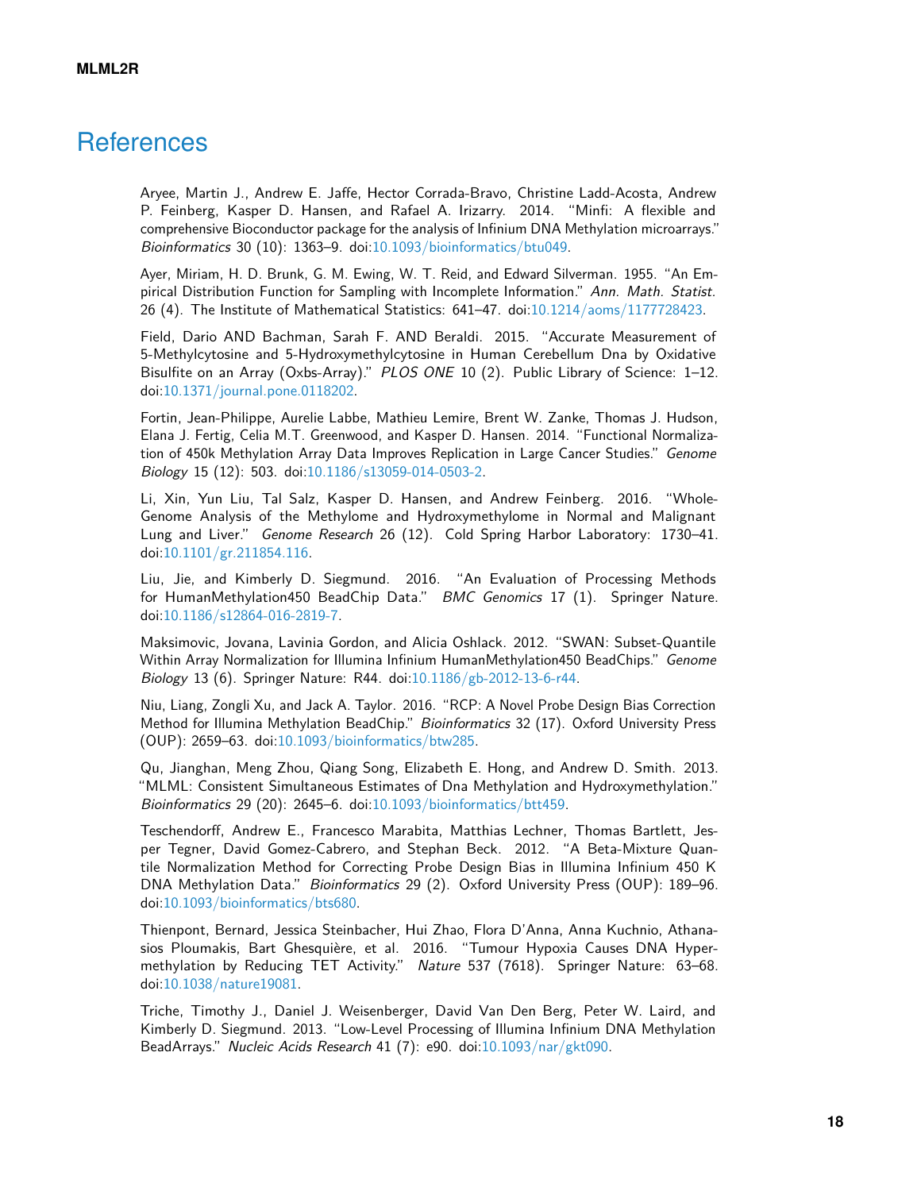# References

Aryee, Martin J., Andrew E. Jaffe, Hector Corrada-Bravo, Christine Ladd-Acosta, Andrew P. Feinberg, Kasper D. Hansen, and Rafael A. Irizarry. 2014. "Minfi: A flexible and comprehensive Bioconductor package for the analysis of Infinium DNA Methylation microarrays." *Bioinformatics* 30 (10): 1363–9. doi:10.1093/bioinformatics/btu049.

Ayer, Miriam, H. D. Brunk, G. M. Ewing, W. T. Reid, and Edward Silverman. 1955. "An Empirical Distribution Function for Sampling with Incomplete Information." *Ann. Math. Statist.* 26 (4). The Institute of Mathematical Statistics: 641–47. doi:10.1214/aoms/1177728423.

Field, Dario AND Bachman, Sarah F. AND Beraldi. 2015. "Accurate Measurement of 5-Methylcytosine and 5-Hydroxymethylcytosine in Human Cerebellum Dna by Oxidative Bisulfite on an Array (Oxbs-Array)." *PLOS ONE* 10 (2). Public Library of Science: 1–12. doi:10.1371/journal.pone.0118202.

Fortin, Jean-Philippe, Aurelie Labbe, Mathieu Lemire, Brent W. Zanke, Thomas J. Hudson, Elana J. Fertig, Celia M.T. Greenwood, and Kasper D. Hansen. 2014. "Functional Normalization of 450k Methylation Array Data Improves Replication in Large Cancer Studies." *Genome Biology* 15 (12): 503. doi:10.1186/s13059-014-0503-2.

Li, Xin, Yun Liu, Tal Salz, Kasper D. Hansen, and Andrew Feinberg. 2016. "Whole-Genome Analysis of the Methylome and Hydroxymethylome in Normal and Malignant Lung and Liver." *Genome Research* 26 (12). Cold Spring Harbor Laboratory: 1730–41. doi:10.1101/gr.211854.116.

Liu, Jie, and Kimberly D. Siegmund. 2016. "An Evaluation of Processing Methods for HumanMethylation450 BeadChip Data." *BMC Genomics* 17 (1). Springer Nature. doi:10.1186/s12864-016-2819-7.

Maksimovic, Jovana, Lavinia Gordon, and Alicia Oshlack. 2012. "SWAN: Subset-Quantile Within Array Normalization for Illumina Infinium HumanMethylation450 BeadChips." *Genome Biology* 13 (6). Springer Nature: R44. doi:10.1186/gb-2012-13-6-r44.

Niu, Liang, Zongli Xu, and Jack A. Taylor. 2016. "RCP: A Novel Probe Design Bias Correction Method for Illumina Methylation BeadChip." *Bioinformatics* 32 (17). Oxford University Press (OUP): 2659–63. doi:10.1093/bioinformatics/btw285.

Qu, Jianghan, Meng Zhou, Qiang Song, Elizabeth E. Hong, and Andrew D. Smith. 2013. "MLML: Consistent Simultaneous Estimates of Dna Methylation and Hydroxymethylation." *Bioinformatics* 29 (20): 2645–6. doi:10.1093/bioinformatics/btt459.

Teschendorff, Andrew E., Francesco Marabita, Matthias Lechner, Thomas Bartlett, Jesper Tegner, David Gomez-Cabrero, and Stephan Beck. 2012. "A Beta-Mixture Quantile Normalization Method for Correcting Probe Design Bias in Illumina Infinium 450 K DNA Methylation Data." *Bioinformatics* 29 (2). Oxford University Press (OUP): 189–96. doi:10.1093/bioinformatics/bts680.

Thienpont, Bernard, Jessica Steinbacher, Hui Zhao, Flora D'Anna, Anna Kuchnio, Athanasios Ploumakis, Bart Ghesquière, et al. 2016. "Tumour Hypoxia Causes DNA Hypermethylation by Reducing TET Activity." *Nature* 537 (7618). Springer Nature: 63–68. doi:10.1038/nature19081.

Triche, Timothy J., Daniel J. Weisenberger, David Van Den Berg, Peter W. Laird, and Kimberly D. Siegmund. 2013. "Low-Level Processing of Illumina Infinium DNA Methylation BeadArrays." *Nucleic Acids Research* 41 (7): e90. doi:10.1093/nar/gkt090.